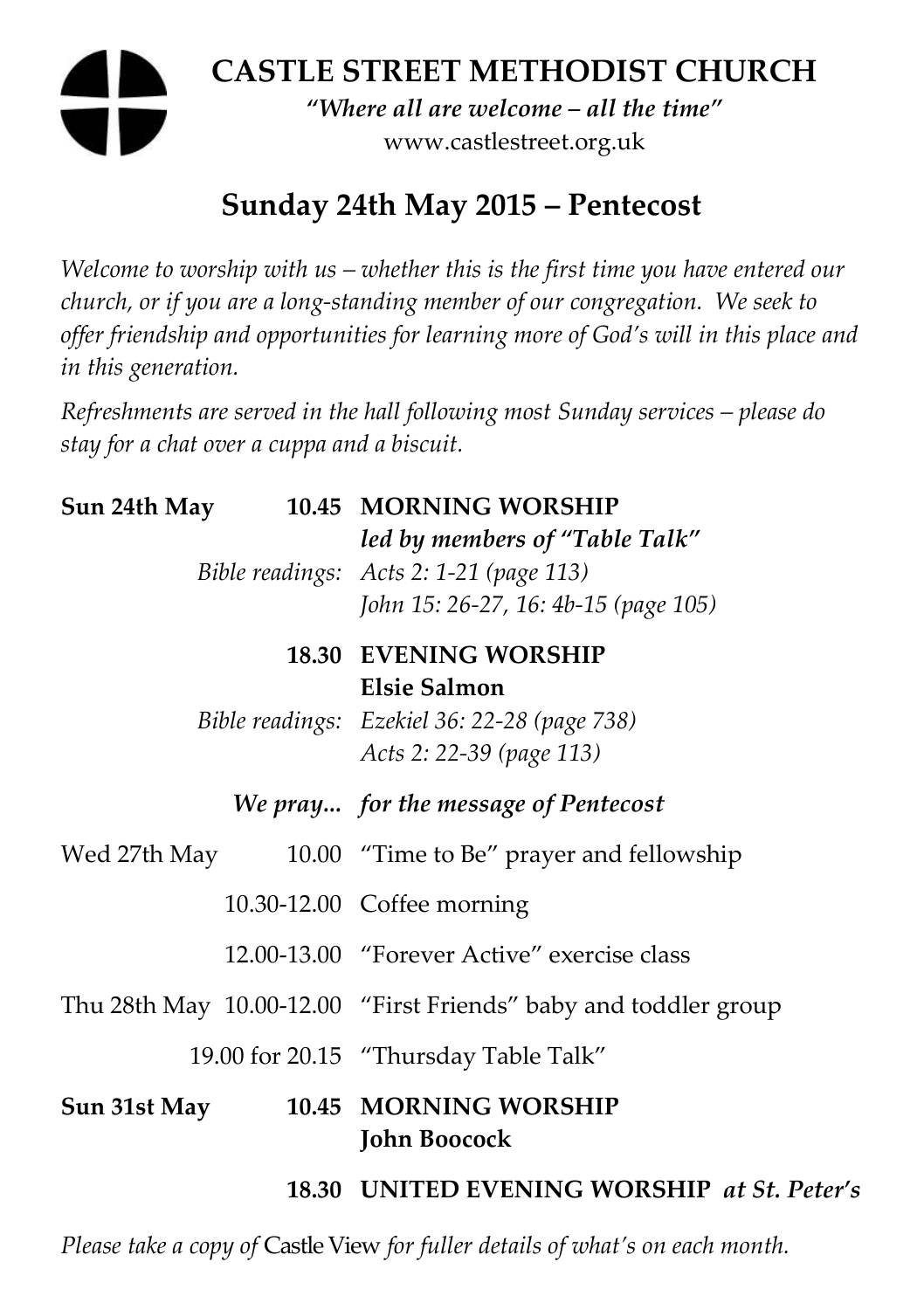# CASTLE STREET METHODIST CHURCH

*"Where all are welcome – all the time"*

www.castlestreet.org.uk

## Sunday 24th May 2015 – Pentecost

*Welcome to worship with us – whether this is the first time you have entered our church, or if you are a long-standing member of our congregation. We seek to offer friendship and opportunities for learning more of God's will in this place and in this generation.*

*Refreshments are served in the hall following most Sunday services – please do stay for a chat over a cuppa and a biscuit.*

| | | |
|---|---|---|
| **Sun 24th May** | **10.45** | **MORNING WORSHIP** |
| | | ***led by members of "Table Talk"*** |
| | *Bible readings:* | *Acts 2: 1-21 (page 113)* |
| | | *John 15: 26-27, 16: 4b-15 (page 105)* |
| | **18.30** | **EVENING WORSHIP** |
| | | **Elsie Salmon** |
| | *Bible readings:* | *Ezekiel 36: 22-28 (page 738)* |
| | | *Acts 2: 22-39 (page 113)* |
| | ***We pray...*** | ***for the message of Pentecost*** |
| Wed 27th May | 10.00 | "Time to Be" prayer and fellowship |
| | 10.30-12.00 | Coffee morning |
| | 12.00-13.00 | "Forever Active" exercise class |
| Thu 28th May | 10.00-12.00 | "First Friends" baby and toddler group |
| | 19.00 for 20.15 | "Thursday Table Talk" |
| **Sun 31st May** | **10.45** | **MORNING WORSHIP** |
| | | **John Boocock** |
| | **18.30** | **UNITED EVENING WORSHIP** ***at St. Peter's*** |

*Please take a copy of* Castle View *for fuller details of what's on each month.*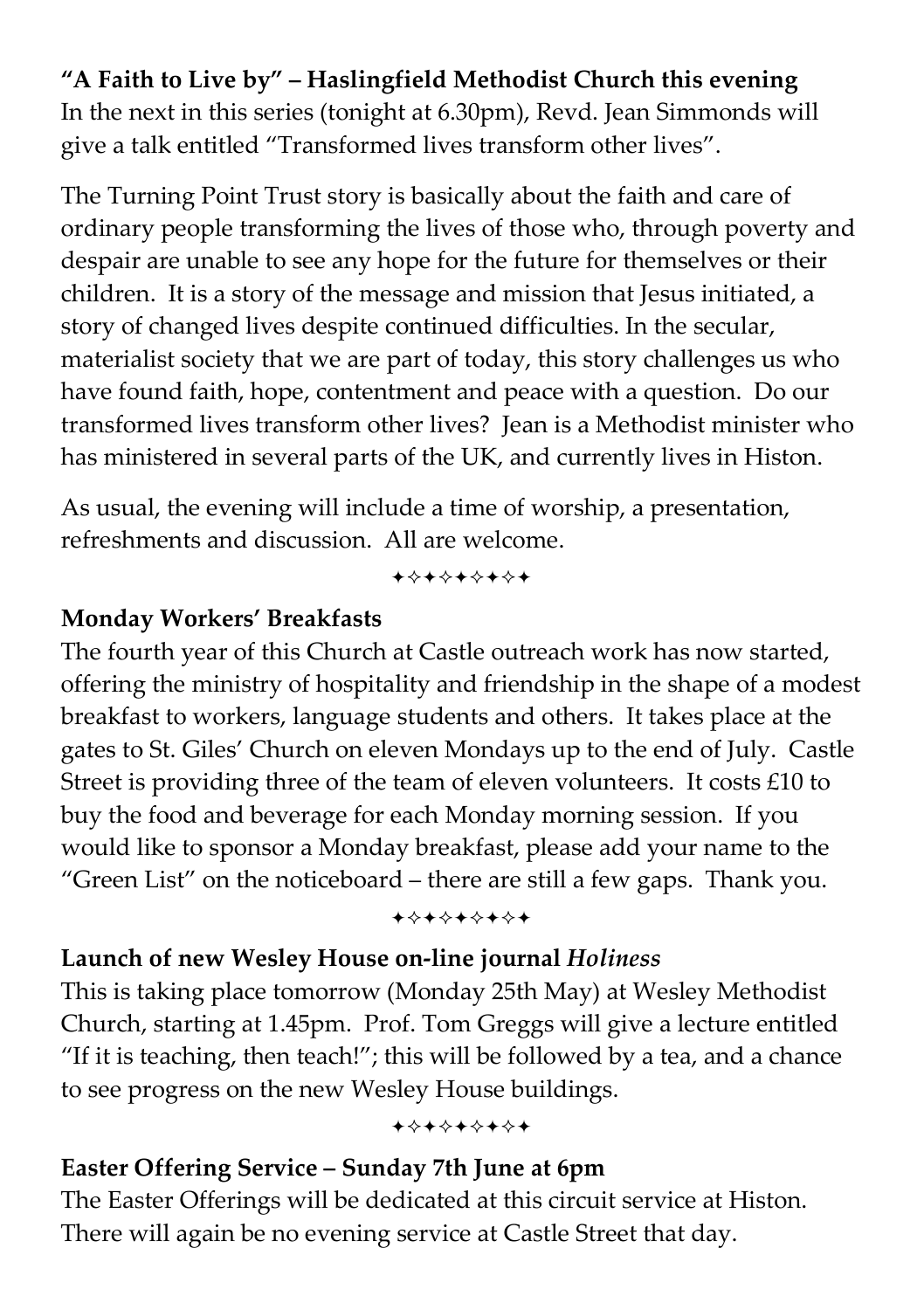**"A Faith to Live by" – Haslingfield Methodist Church this evening**
In the next in this series (tonight at 6.30pm), Revd. Jean Simmonds will give a talk entitled "Transformed lives transform other lives".

The Turning Point Trust story is basically about the faith and care of ordinary people transforming the lives of those who, through poverty and despair are unable to see any hope for the future for themselves or their children. It is a story of the message and mission that Jesus initiated, a story of changed lives despite continued difficulties. In the secular, materialist society that we are part of today, this story challenges us who have found faith, hope, contentment and peace with a question. Do our transformed lives transform other lives? Jean is a Methodist minister who has ministered in several parts of the UK, and currently lives in Histon.

As usual, the evening will include a time of worship, a presentation, refreshments and discussion. All are welcome.

✦✧✦✧✦✧✦✧✦

**Monday Workers' Breakfasts**
The fourth year of this Church at Castle outreach work has now started, offering the ministry of hospitality and friendship in the shape of a modest breakfast to workers, language students and others. It takes place at the gates to St. Giles' Church on eleven Mondays up to the end of July. Castle Street is providing three of the team of eleven volunteers. It costs £10 to buy the food and beverage for each Monday morning session. If you would like to sponsor a Monday breakfast, please add your name to the "Green List" on the noticeboard – there are still a few gaps. Thank you.

✦✧✦✧✦✧✦✧✦

**Launch of new Wesley House on-line journal *Holiness***
This is taking place tomorrow (Monday 25th May) at Wesley Methodist Church, starting at 1.45pm. Prof. Tom Greggs will give a lecture entitled "If it is teaching, then teach!"; this will be followed by a tea, and a chance to see progress on the new Wesley House buildings.

✦✧✦✧✦✧✦✧✦

**Easter Offering Service – Sunday 7th June at 6pm**
The Easter Offerings will be dedicated at this circuit service at Histon. There will again be no evening service at Castle Street that day.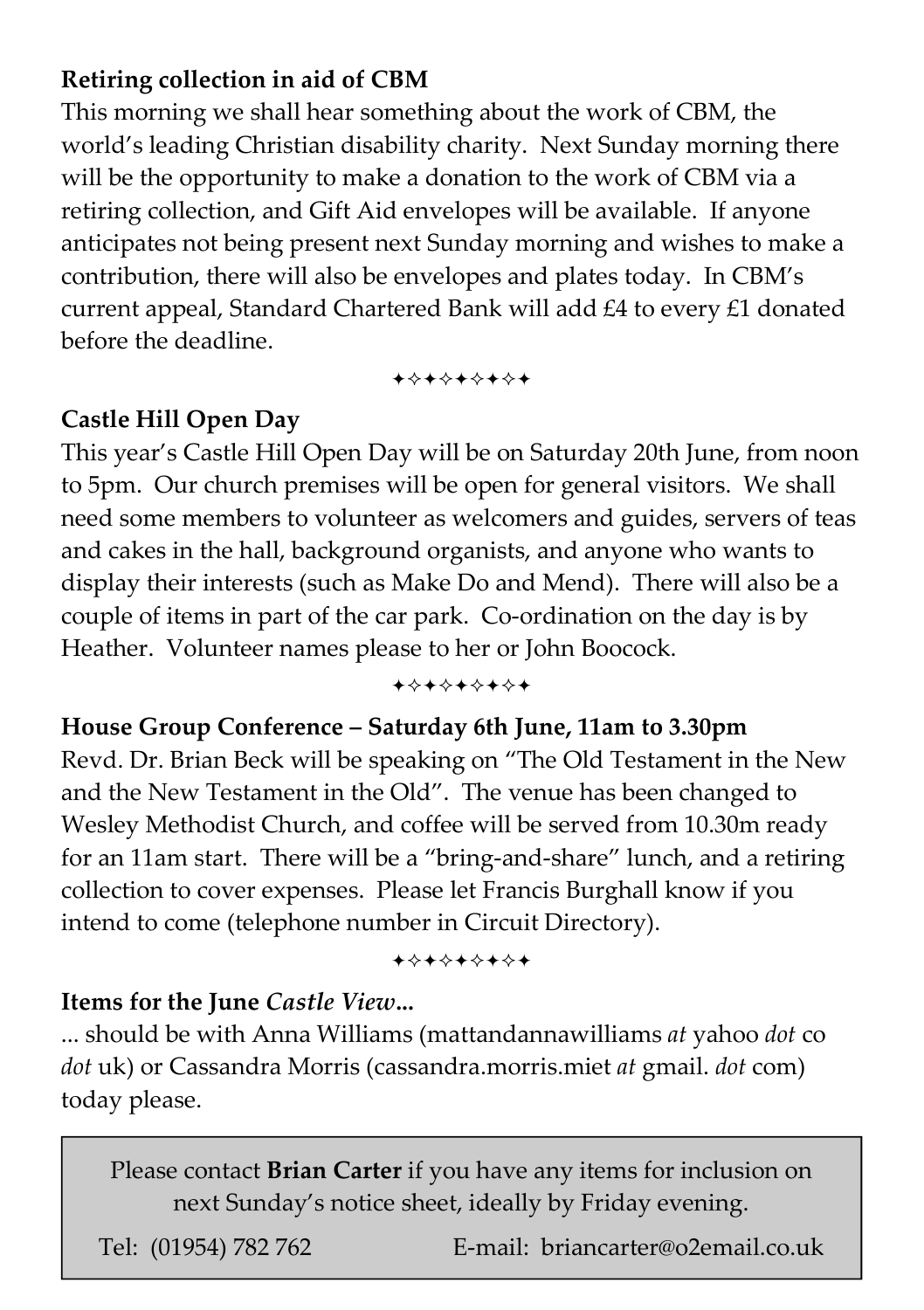**Retiring collection in aid of CBM**

This morning we shall hear something about the work of CBM, the world's leading Christian disability charity. Next Sunday morning there will be the opportunity to make a donation to the work of CBM via a retiring collection, and Gift Aid envelopes will be available. If anyone anticipates not being present next Sunday morning and wishes to make a contribution, there will also be envelopes and plates today. In CBM's current appeal, Standard Chartered Bank will add £4 to every £1 donated before the deadline.

✦✧✦✧✦✦✧✦

**Castle Hill Open Day**

This year's Castle Hill Open Day will be on Saturday 20th June, from noon to 5pm. Our church premises will be open for general visitors. We shall need some members to volunteer as welcomers and guides, servers of teas and cakes in the hall, background organists, and anyone who wants to display their interests (such as Make Do and Mend). There will also be a couple of items in part of the car park. Co-ordination on the day is by Heather. Volunteer names please to her or John Boocock.

✦✧✦✧✦✦✧✦

**House Group Conference – Saturday 6th June, 11am to 3.30pm**

Revd. Dr. Brian Beck will be speaking on "The Old Testament in the New and the New Testament in the Old". The venue has been changed to Wesley Methodist Church, and coffee will be served from 10.30m ready for an 11am start. There will be a "bring-and-share" lunch, and a retiring collection to cover expenses. Please let Francis Burghall know if you intend to come (telephone number in Circuit Directory).

✦✧✦✧✦✦✧✦

**Items for the June *Castle View*...**

... should be with Anna Williams (mattandannawilliams *at* yahoo *dot* co *dot* uk) or Cassandra Morris (cassandra.morris.miet *at* gmail. *dot* com) today please.

Please contact **Brian Carter** if you have any items for inclusion on next Sunday's notice sheet, ideally by Friday evening.

Tel: (01954) 782 762    E-mail: briancarter@o2email.co.uk